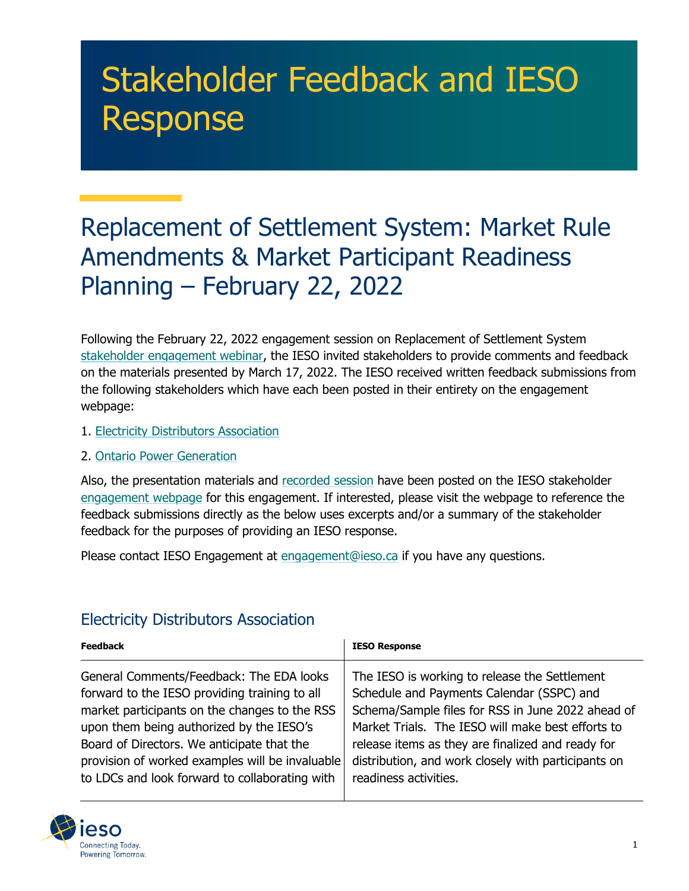# Stakeholder Feedback and IESO Response

## Replacement of Settlement System: Market Rule Amendments & Market Participant Readiness Planning – February 22, 2022

Following the February 22, 2022 engagement session on Replacement of Settlement System stakeholder engagement webinar, the IESO invited stakeholders to provide comments and feedback on the materials presented by March 17, 2022. The IESO received written feedback submissions from the following stakeholders which have each been posted in their entirety on the engagement webpage:

1. Electricity Distributors Association
2. Ontario Power Generation

Also, the presentation materials and recorded session have been posted on the IESO stakeholder engagement webpage for this engagement. If interested, please visit the webpage to reference the feedback submissions directly as the below uses excerpts and/or a summary of the stakeholder feedback for the purposes of providing an IESO response.

Please contact IESO Engagement at engagement@ieso.ca if you have any questions.

### Electricity Distributors Association

| Feedback | IESO Response |
| --- | --- |
| General Comments/Feedback: The EDA looks forward to the IESO providing training to all market participants on the changes to the RSS upon them being authorized by the IESO's Board of Directors. We anticipate that the provision of worked examples will be invaluable to LDCs and look forward to collaborating with | The IESO is working to release the Settlement Schedule and Payments Calendar (SSPC) and Schema/Sample files for RSS in June 2022 ahead of Market Trials. The IESO will make best efforts to release items as they are finalized and ready for distribution, and work closely with participants on readiness activities. |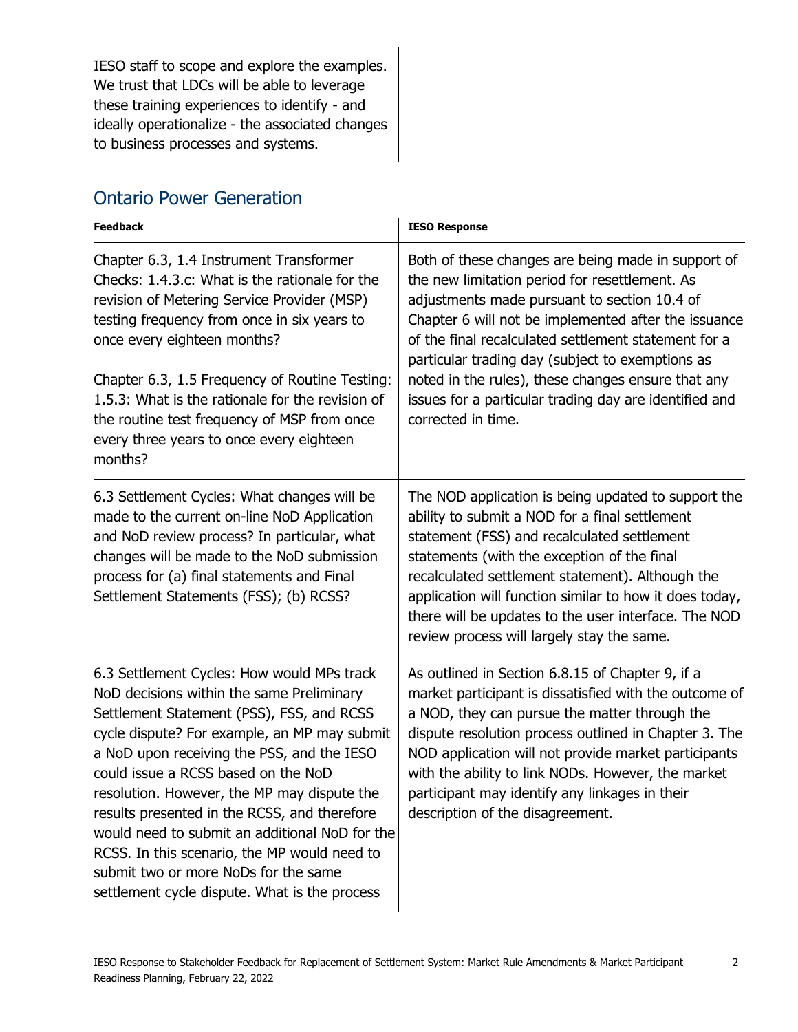| | |
|---|---|
| IESO staff to scope and explore the examples. We trust that LDCs will be able to leverage these training experiences to identify - and ideally operationalize - the associated changes to business processes and systems. | |

## Ontario Power Generation

| Feedback | IESO Response |
|---|---|
| Chapter 6.3, 1.4 Instrument Transformer Checks: 1.4.3.c: What is the rationale for the revision of Metering Service Provider (MSP) testing frequency from once in six years to once every eighteen months?<br><br>Chapter 6.3, 1.5 Frequency of Routine Testing: 1.5.3: What is the rationale for the revision of the routine test frequency of MSP from once every three years to once every eighteen months? | Both of these changes are being made in support of the new limitation period for resettlement. As adjustments made pursuant to section 10.4 of Chapter 6 will not be implemented after the issuance of the final recalculated settlement statement for a particular trading day (subject to exemptions as noted in the rules), these changes ensure that any issues for a particular trading day are identified and corrected in time. |
| 6.3 Settlement Cycles: What changes will be made to the current on-line NoD Application and NoD review process? In particular, what changes will be made to the NoD submission process for (a) final statements and Final Settlement Statements (FSS); (b) RCSS? | The NOD application is being updated to support the ability to submit a NOD for a final settlement statement (FSS) and recalculated settlement statements (with the exception of the final recalculated settlement statement). Although the application will function similar to how it does today, there will be updates to the user interface. The NOD review process will largely stay the same. |
| 6.3 Settlement Cycles: How would MPs track NoD decisions within the same Preliminary Settlement Statement (PSS), FSS, and RCSS cycle dispute? For example, an MP may submit a NoD upon receiving the PSS, and the IESO could issue a RCSS based on the NoD resolution. However, the MP may dispute the results presented in the RCSS, and therefore would need to submit an additional NoD for the RCSS. In this scenario, the MP would need to submit two or more NoDs for the same settlement cycle dispute. What is the process | As outlined in Section 6.8.15 of Chapter 9, if a market participant is dissatisfied with the outcome of a NOD, they can pursue the matter through the dispute resolution process outlined in Chapter 3. The NOD application will not provide market participants with the ability to link NODs. However, the market participant may identify any linkages in their description of the disagreement. |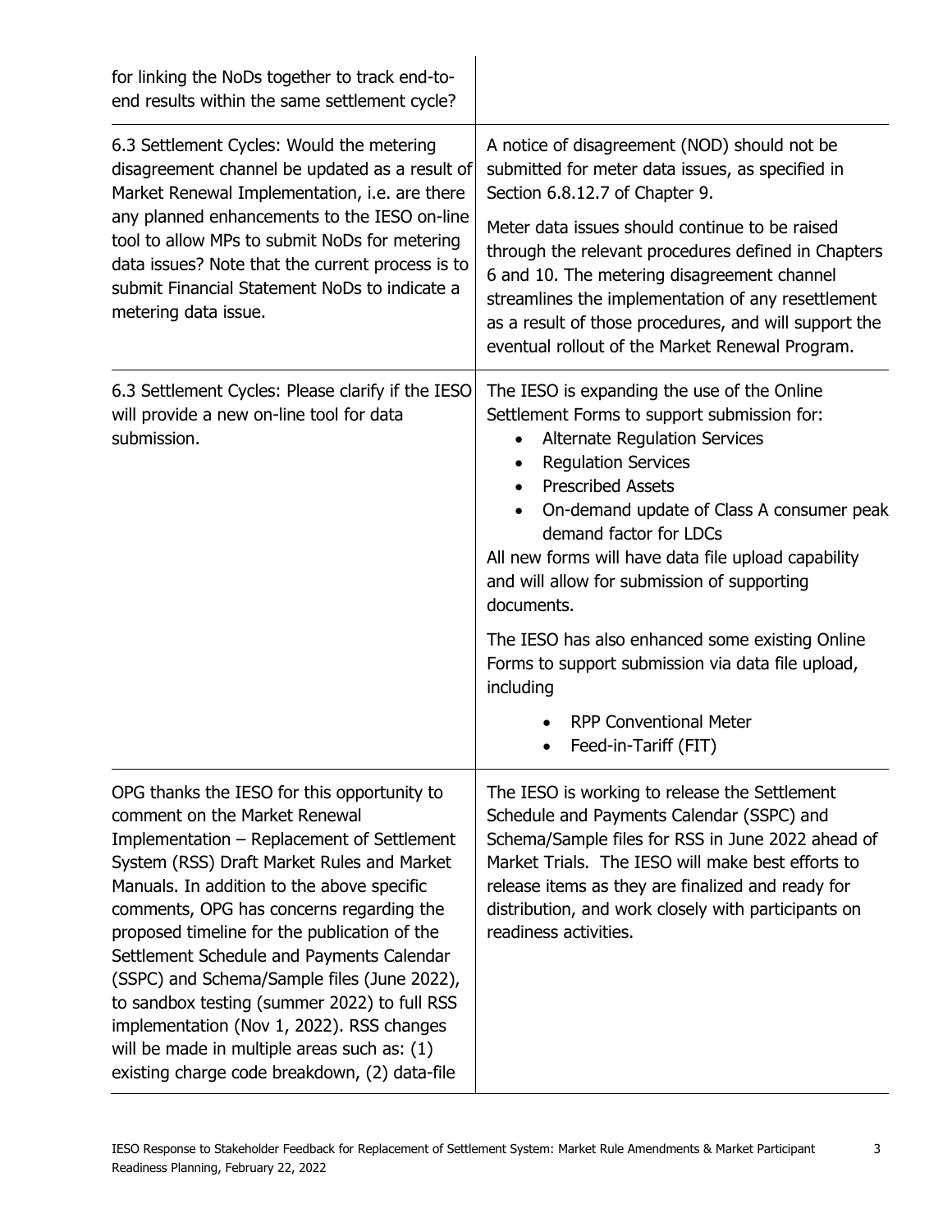| | |
|---|---|
| for linking the NoDs together to track end-to-end results within the same settlement cycle? | |
| 6.3 Settlement Cycles: Would the metering disagreement channel be updated as a result of Market Renewal Implementation, i.e. are there any planned enhancements to the IESO on-line tool to allow MPs to submit NoDs for metering data issues? Note that the current process is to submit Financial Statement NoDs to indicate a metering data issue. | A notice of disagreement (NOD) should not be submitted for meter data issues, as specified in Section 6.8.12.7 of Chapter 9.<br><br>Meter data issues should continue to be raised through the relevant procedures defined in Chapters 6 and 10. The metering disagreement channel streamlines the implementation of any resettlement as a result of those procedures, and will support the eventual rollout of the Market Renewal Program. |
| 6.3 Settlement Cycles: Please clarify if the IESO will provide a new on-line tool for data submission. | The IESO is expanding the use of the Online Settlement Forms to support submission for:<br>• Alternate Regulation Services<br>• Regulation Services<br>• Prescribed Assets<br>• On-demand update of Class A consumer peak demand factor for LDCs<br>All new forms will have data file upload capability and will allow for submission of supporting documents.<br><br>The IESO has also enhanced some existing Online Forms to support submission via data file upload, including<br>• RPP Conventional Meter<br>• Feed-in-Tariff (FIT) |
| OPG thanks the IESO for this opportunity to comment on the Market Renewal Implementation – Replacement of Settlement System (RSS) Draft Market Rules and Market Manuals. In addition to the above specific comments, OPG has concerns regarding the proposed timeline for the publication of the Settlement Schedule and Payments Calendar (SSPC) and Schema/Sample files (June 2022), to sandbox testing (summer 2022) to full RSS implementation (Nov 1, 2022). RSS changes will be made in multiple areas such as: (1) existing charge code breakdown, (2) data-file | The IESO is working to release the Settlement Schedule and Payments Calendar (SSPC) and Schema/Sample files for RSS in June 2022 ahead of Market Trials. The IESO will make best efforts to release items as they are finalized and ready for distribution, and work closely with participants on readiness activities. |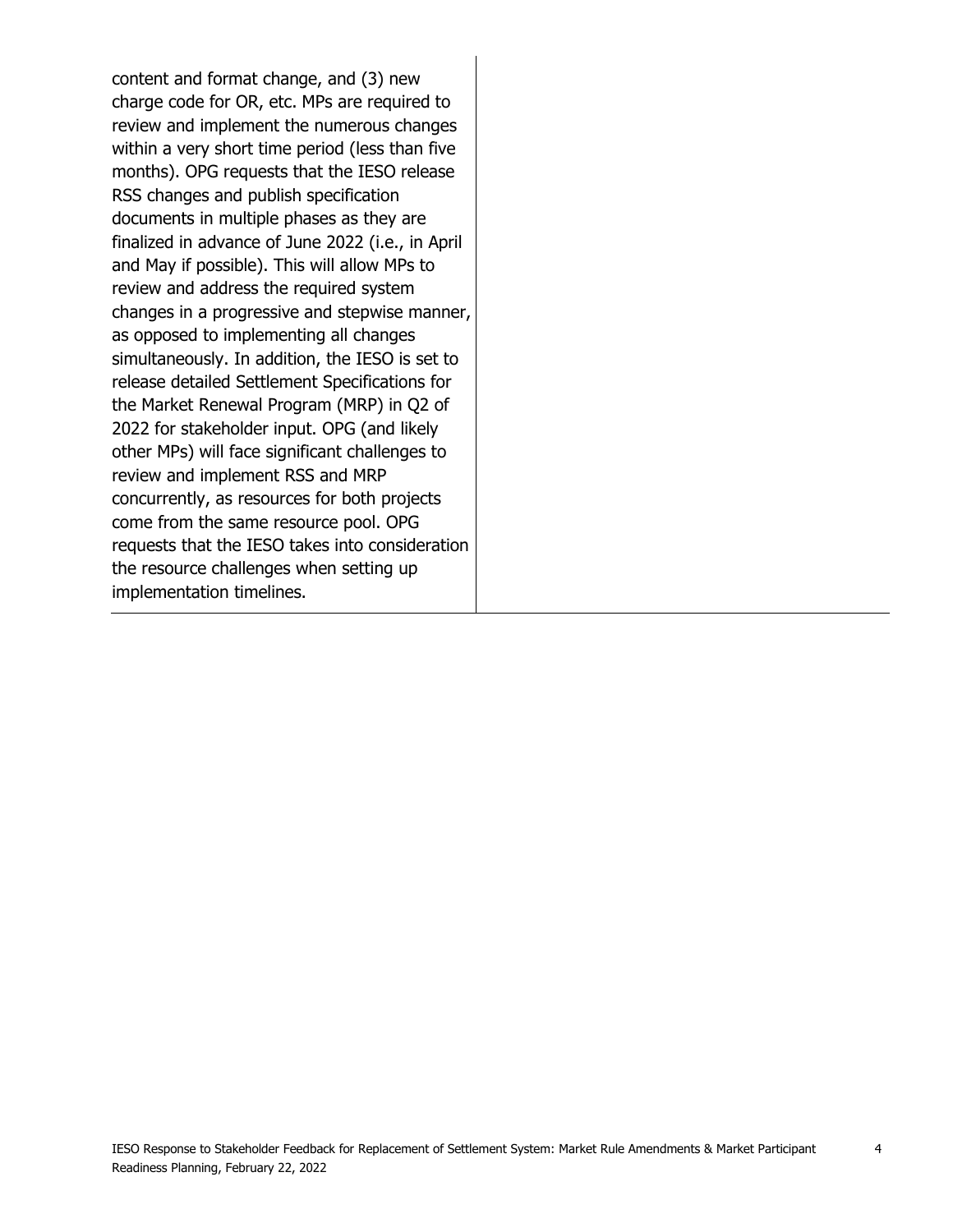| | |
|---|---|
| content and format change, and (3) new charge code for OR, etc. MPs are required to review and implement the numerous changes within a very short time period (less than five months). OPG requests that the IESO release RSS changes and publish specification documents in multiple phases as they are finalized in advance of June 2022 (i.e., in April and May if possible). This will allow MPs to review and address the required system changes in a progressive and stepwise manner, as opposed to implementing all changes simultaneously. In addition, the IESO is set to release detailed Settlement Specifications for the Market Renewal Program (MRP) in Q2 of 2022 for stakeholder input. OPG (and likely other MPs) will face significant challenges to review and implement RSS and MRP concurrently, as resources for both projects come from the same resource pool. OPG requests that the IESO takes into consideration the resource challenges when setting up implementation timelines. | |